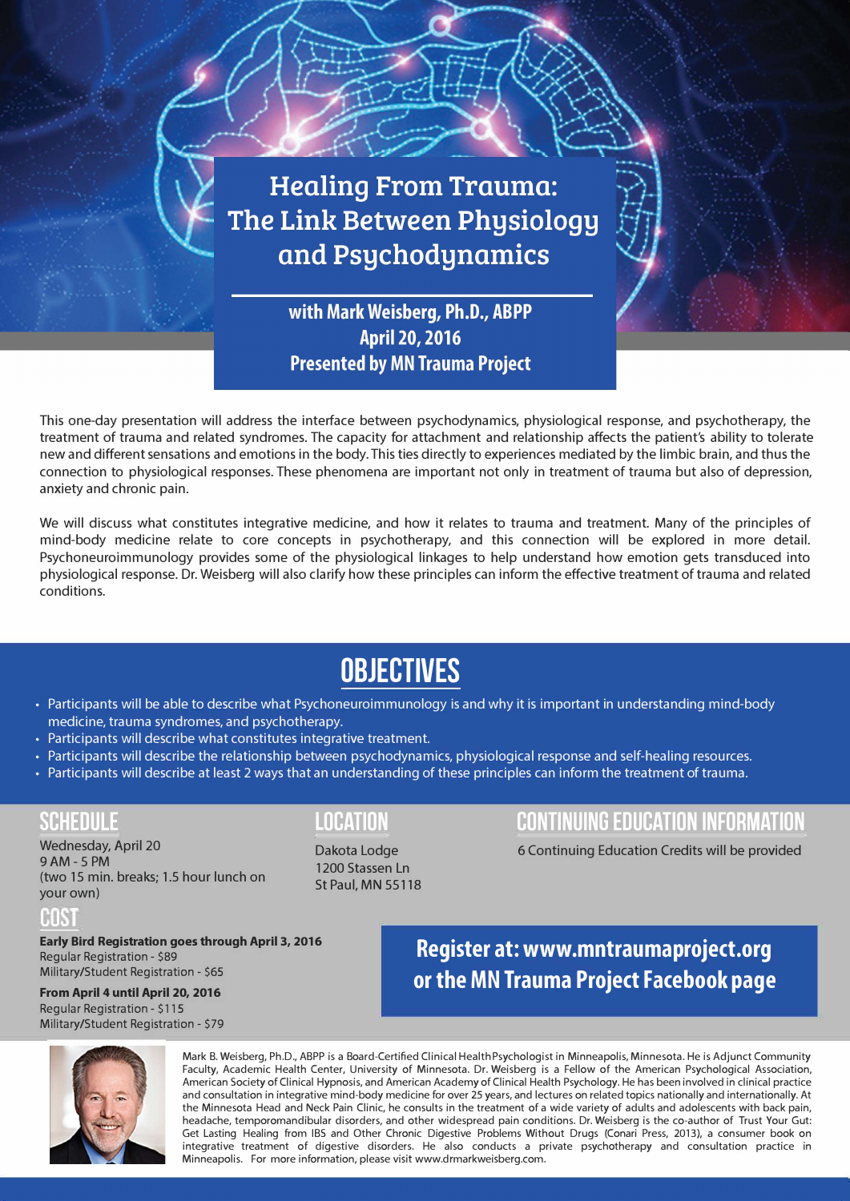# Healing From Trauma: The Link Between Physiology and Psychodynamics

**with Mark Weisberg, Ph.D., ABPP**
**April 20, 2016**
**Presented by MN Trauma Project**

This one-day presentation will address the interface between psychodynamics, physiological response, and psychotherapy, the treatment of trauma and related syndromes. The capacity for attachment and relationship affects the patient's ability to tolerate new and different sensations and emotions in the body. This ties directly to experiences mediated by the limbic brain, and thus the connection to physiological responses. These phenomena are important not only in treatment of trauma but also of depression, anxiety and chronic pain.

We will discuss what constitutes integrative medicine, and how it relates to trauma and treatment. Many of the principles of mind-body medicine relate to core concepts in psychotherapy, and this connection will be explored in more detail. Psychoneuroimmunology provides some of the physiological linkages to help understand how emotion gets transduced into physiological response. Dr. Weisberg will also clarify how these principles can inform the effective treatment of trauma and related conditions.

## OBJECTIVES

- Participants will be able to describe what Psychoneuroimmunology is and why it is important in understanding mind-body medicine, trauma syndromes, and psychotherapy.
- Participants will describe what constitutes integrative treatment.
- Participants will describe the relationship between psychodynamics, physiological response and self-healing resources.
- Participants will describe at least 2 ways that an understanding of these principles can inform the treatment of trauma.

## SCHEDULE

Wednesday, April 20
9 AM - 5 PM
(two 15 min. breaks; 1.5 hour lunch on your own)

## LOCATION

Dakota Lodge
1200 Stassen Ln
St Paul, MN 55118

## CONTINUING EDUCATION INFORMATION

6 Continuing Education Credits will be provided

## COST

**Early Bird Registration goes through April 3, 2016**
Regular Registration - $89
Military/Student Registration - $65

**From April 4 until April 20, 2016**
Regular Registration - $115
Military/Student Registration - $79

**Register at: www.mntraumaproject.org or the MN Trauma Project Facebook page**

Mark B. Weisberg, Ph.D., ABPP is a Board-Certified Clinical Health Psychologist in Minneapolis, Minnesota. He is Adjunct Community Faculty, Academic Health Center, University of Minnesota. Dr. Weisberg is a Fellow of the American Psychological Association, American Society of Clinical Hypnosis, and American Academy of Clinical Health Psychology. He has been involved in clinical practice and consultation in integrative mind-body medicine for over 25 years, and lectures on related topics nationally and internationally. At the Minnesota Head and Neck Pain Clinic, he consults in the treatment of a wide variety of adults and adolescents with back pain, headache, temporomandibular disorders, and other widespread pain conditions. Dr. Weisberg is the co-author of Trust Your Gut: Get Lasting Healing from IBS and Other Chronic Digestive Problems Without Drugs (Conari Press, 2013), a consumer book on integrative treatment of digestive disorders. He also conducts a private psychotherapy and consultation practice in Minneapolis. For more information, please visit www.drmarkweisberg.com.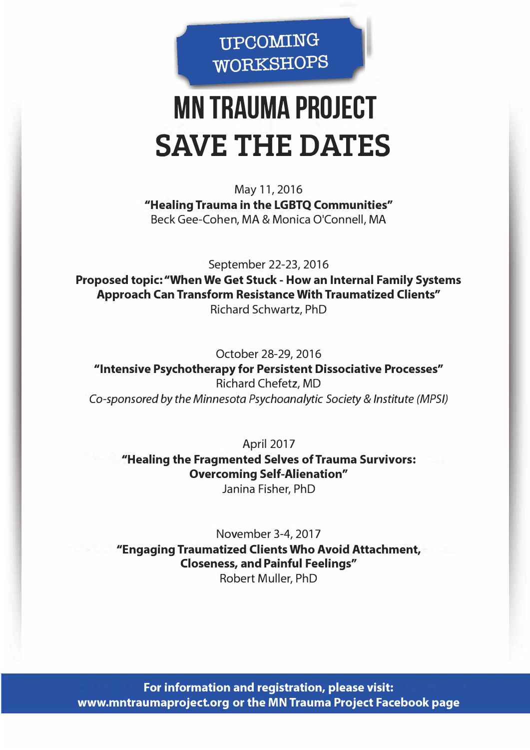UPCOMING WORKSHOPS

# MN TRAUMA PROJECT
# SAVE THE DATES

May 11, 2016
**"Healing Trauma in the LGBTQ Communities"**
Beck Gee-Cohen, MA & Monica O'Connell, MA

September 22-23, 2016
**Proposed topic: "When We Get Stuck - How an Internal Family Systems Approach Can Transform Resistance With Traumatized Clients"**
Richard Schwartz, PhD

October 28-29, 2016
**"Intensive Psychotherapy for Persistent Dissociative Processes"**
Richard Chefetz, MD
*Co-sponsored by the Minnesota Psychoanalytic Society & Institute (MPSI)*

April 2017
**"Healing the Fragmented Selves of Trauma Survivors: Overcoming Self-Alienation"**
Janina Fisher, PhD

November 3-4, 2017
**"Engaging Traumatized Clients Who Avoid Attachment, Closeness, and Painful Feelings"**
Robert Muller, PhD

**For information and registration, please visit: www.mntraumaproject.org or the MN Trauma Project Facebook page**